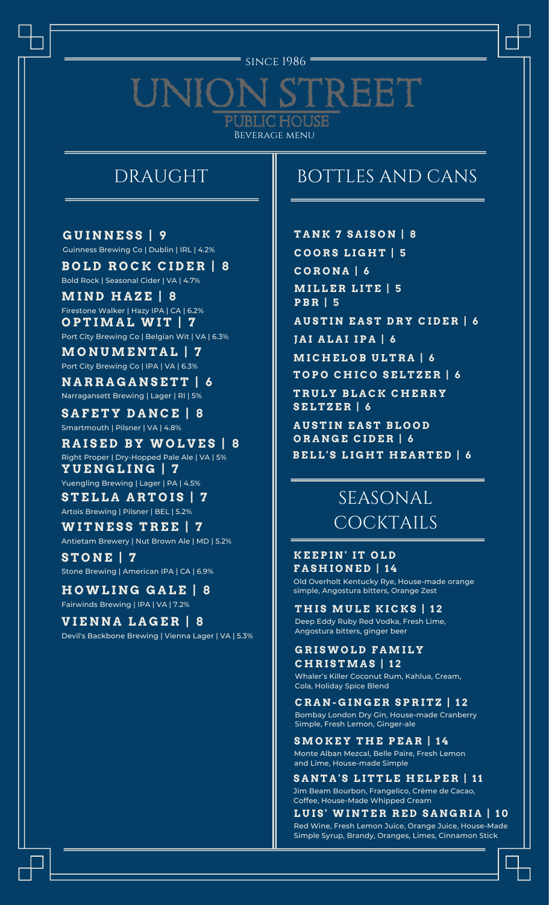SINCE 1986

# UNION STREET

## PUBLIC HOUSE

Beverage Menu

## DRAUGHT

**GUINNESS | 9**
Guinness Brewing Co | Dublin | IRL | 4.2%

**BOLD ROCK CIDER | 8**
Bold Rock | Seasonal Cider | VA | 4.7%

**MIND HAZE | 8**
Firestone Walker | Hazy IPA | CA | 6.2%

**OPTIMAL WIT | 7**
Port City Brewing Co | Belgian Wit | VA | 6.3%

**MONUMENTAL | 7**
Port City Brewing Co | IPA | VA | 6.3%

**NARRAGANSETT | 6**
Narragansett Brewing | Lager | RI | 5%

**SAFETY DANCE | 8**
Smartmouth | Pilsner | VA | 4.8%

**RAISED BY WOLVES | 8**
Right Proper | Dry-Hopped Pale Ale | VA | 5%

**YUENGLING | 7**
Yuengling Brewing | Lager | PA | 4.5%

**STELLA ARTOIS | 7**
Artois Brewing | Pilsner | BEL | 5.2%

**WITNESS TREE | 7**
Antietam Brewery | Nut Brown Ale | MD | 5.2%

**STONE | 7**
Stone Brewing | American IPA | CA | 6.9%

**HOWLING GALE | 8**
Fairwinds Brewing | IPA | VA | 7.2%

**VIENNA LAGER | 8**
Devil's Backbone Brewing | Vienna Lager | VA | 5.3%

## BOTTLES AND CANS

**TANK 7 SAISON | 8**

**COORS LIGHT | 5**

**CORONA | 6**

**MILLER LITE | 5**

**PBR | 5**

**AUSTIN EAST DRY CIDER | 6**

**JAI ALAI IPA | 6**

**MICHELOB ULTRA | 6**

**TOPO CHICO SELTZER | 6**

**TRULY BLACK CHERRY SELTZER | 6**

**AUSTIN EAST BLOOD ORANGE CIDER | 6**

**BELL'S LIGHT HEARTED | 6**

## SEASONAL COCKTAILS

**KEEPIN' IT OLD FASHIONED | 14**
Old Overholt Kentucky Rye, House-made orange simple, Angostura bitters, Orange Zest

**THIS MULE KICKS | 12**
Deep Eddy Ruby Red Vodka, Fresh Lime, Angostura bitters, ginger beer

**GRISWOLD FAMILY CHRISTMAS | 12**
Whaler's Killer Coconut Rum, Kahlua, Cream, Cola, Holiday Spice Blend

**CRAN-GINGER SPRITZ | 12**
Bombay London Dry Gin, House-made Cranberry Simple, Fresh Lemon, Ginger-ale

**SMOKEY THE PEAR | 14**
Monte Alban Mezcal, Belle Paire, Fresh Lemon and Lime, House-made Simple

**SANTA'S LITTLE HELPER | 11**
Jim Beam Bourbon, Frangelico, Crème de Cacao, Coffee, House-Made Whipped Cream

**LUIS' WINTER RED SANGRIA | 10**
Red Wine, Fresh Lemon Juice, Orange Juice, House-Made Simple Syrup, Brandy, Oranges, Limes, Cinnamon Stick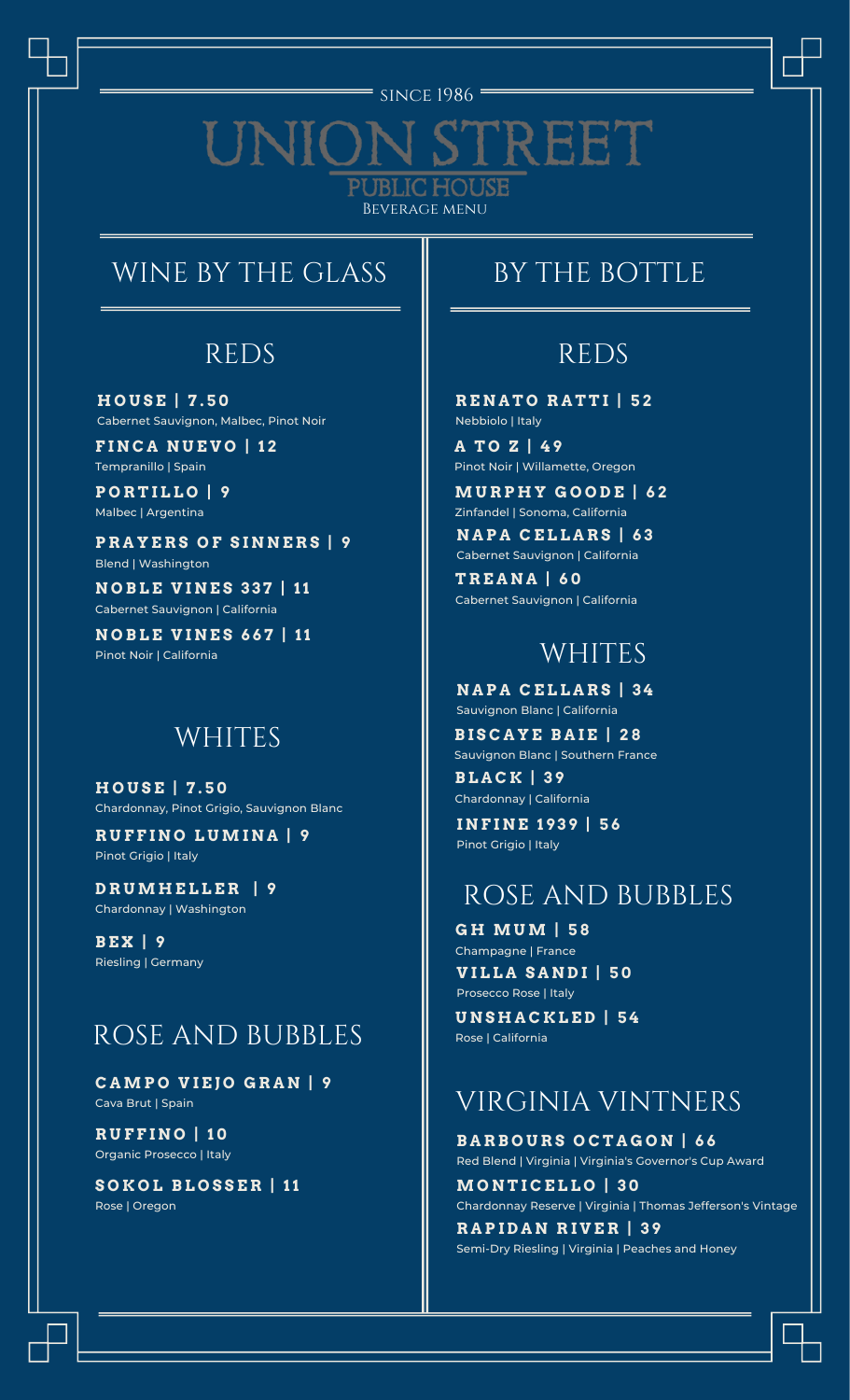SINCE 1986

# UNION STREET

## PUBLIC HOUSE

Beverage Menu

## WINE BY THE GLASS

### REDS

**HOUSE | 7.50**
Cabernet Sauvignon, Malbec, Pinot Noir

**FINCA NUEVO | 12**
Tempranillo | Spain

**PORTILLO | 9**
Malbec | Argentina

**PRAYERS OF SINNERS | 9**
Blend | Washington

**NOBLE VINES 337 | 11**
Cabernet Sauvignon | California

**NOBLE VINES 667 | 11**
Pinot Noir | California

### WHITES

**HOUSE | 7.50**
Chardonnay, Pinot Grigio, Sauvignon Blanc

**RUFFINO LUMINA | 9**
Pinot Grigio | Italy

**DRUMHELLER | 9**
Chardonnay | Washington

**BEX | 9**
Riesling | Germany

### ROSE AND BUBBLES

**CAMPO VIEJO GRAN | 9**
Cava Brut | Spain

**RUFFINO | 10**
Organic Prosecco | Italy

**SOKOL BLOSSER | 11**
Rose | Oregon

## BY THE BOTTLE

### REDS

**RENATO RATTI | 52**
Nebbiolo | Italy

**A TO Z | 49**
Pinot Noir | Willamette, Oregon

**MURPHY GOODE | 62**
Zinfandel | Sonoma, California

**NAPA CELLARS | 63**
Cabernet Sauvignon | California

**TREANA | 60**
Cabernet Sauvignon | California

### WHITES

**NAPA CELLARS | 34**
Sauvignon Blanc | California

**BISCAYE BAIE | 28**
Sauvignon Blanc | Southern France

**BLACK | 39**
Chardonnay | California

**INFINE 1939 | 56**
Pinot Grigio | Italy

### ROSE AND BUBBLES

**GH MUM | 58**
Champagne | France

**VILLA SANDI | 50**
Prosecco Rose | Italy

**UNSHACKLED | 54**
Rose | California

### VIRGINIA VINTNERS

**BARBOURS OCTAGON | 66**
Red Blend | Virginia | Virginia's Governor's Cup Award

**MONTICELLO | 30**
Chardonnay Reserve | Virginia | Thomas Jefferson's Vintage

**RAPIDAN RIVER | 39**
Semi-Dry Riesling | Virginia | Peaches and Honey